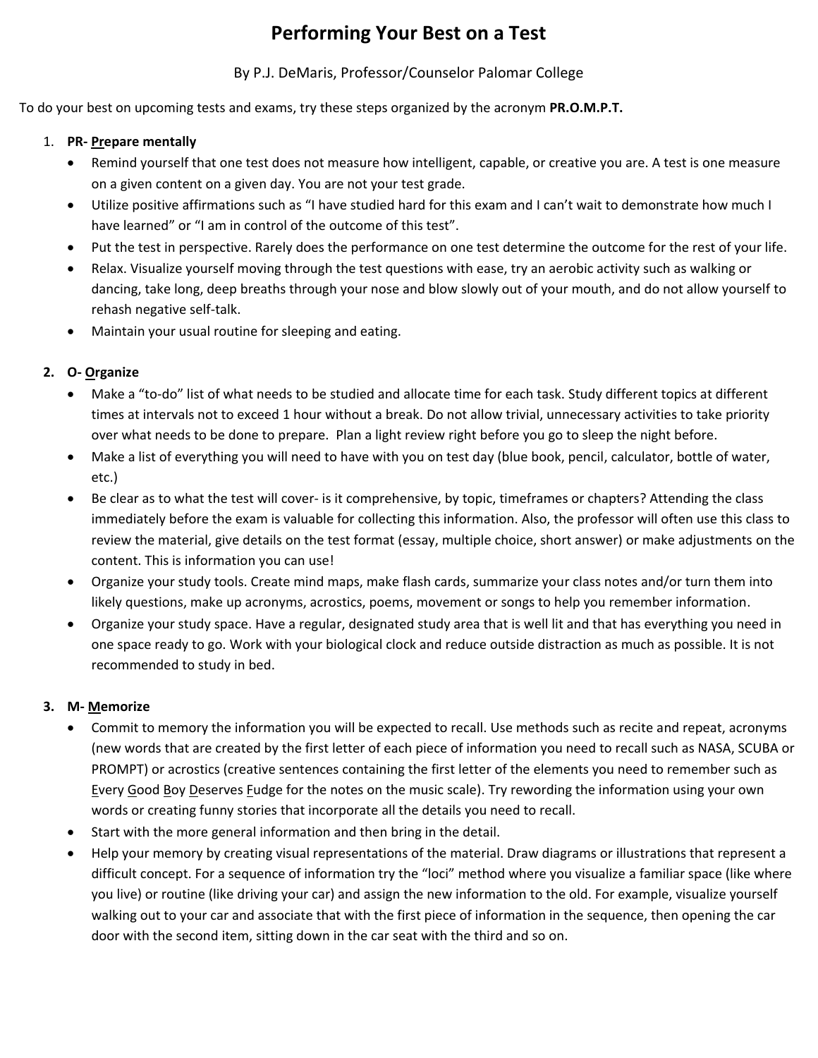# Performing Your Best on a Test

By P.J. DeMaris, Professor/Counselor Palomar College

To do your best on upcoming tests and exams, try these steps organized by the acronym **PR.O.M.P.T.**

1. **PR- <u>Pr</u>epare mentally**
   - Remind yourself that one test does not measure how intelligent, capable, or creative you are. A test is one measure on a given content on a given day. You are not your test grade.
   - Utilize positive affirmations such as "I have studied hard for this exam and I can't wait to demonstrate how much I have learned" or "I am in control of the outcome of this test".
   - Put the test in perspective. Rarely does the performance on one test determine the outcome for the rest of your life.
   - Relax. Visualize yourself moving through the test questions with ease, try an aerobic activity such as walking or dancing, take long, deep breaths through your nose and blow slowly out of your mouth, and do not allow yourself to rehash negative self-talk.
   - Maintain your usual routine for sleeping and eating.

2. **O- <u>O</u>rganize**
   - Make a "to-do" list of what needs to be studied and allocate time for each task. Study different topics at different times at intervals not to exceed 1 hour without a break. Do not allow trivial, unnecessary activities to take priority over what needs to be done to prepare. Plan a light review right before you go to sleep the night before.
   - Make a list of everything you will need to have with you on test day (blue book, pencil, calculator, bottle of water, etc.)
   - Be clear as to what the test will cover- is it comprehensive, by topic, timeframes or chapters? Attending the class immediately before the exam is valuable for collecting this information. Also, the professor will often use this class to review the material, give details on the test format (essay, multiple choice, short answer) or make adjustments on the content. This is information you can use!
   - Organize your study tools. Create mind maps, make flash cards, summarize your class notes and/or turn them into likely questions, make up acronyms, acrostics, poems, movement or songs to help you remember information.
   - Organize your study space. Have a regular, designated study area that is well lit and that has everything you need in one space ready to go. Work with your biological clock and reduce outside distraction as much as possible. It is not recommended to study in bed.

3. **M- <u>M</u>emorize**
   - Commit to memory the information you will be expected to recall. Use methods such as recite and repeat, acronyms (new words that are created by the first letter of each piece of information you need to recall such as NASA, SCUBA or PROMPT) or acrostics (creative sentences containing the first letter of the elements you need to remember such as <u>E</u>very <u>G</u>ood <u>B</u>oy <u>D</u>eserves <u>F</u>udge for the notes on the music scale). Try rewording the information using your own words or creating funny stories that incorporate all the details you need to recall.
   - Start with the more general information and then bring in the detail.
   - Help your memory by creating visual representations of the material. Draw diagrams or illustrations that represent a difficult concept. For a sequence of information try the "loci" method where you visualize a familiar space (like where you live) or routine (like driving your car) and assign the new information to the old. For example, visualize yourself walking out to your car and associate that with the first piece of information in the sequence, then opening the car door with the second item, sitting down in the car seat with the third and so on.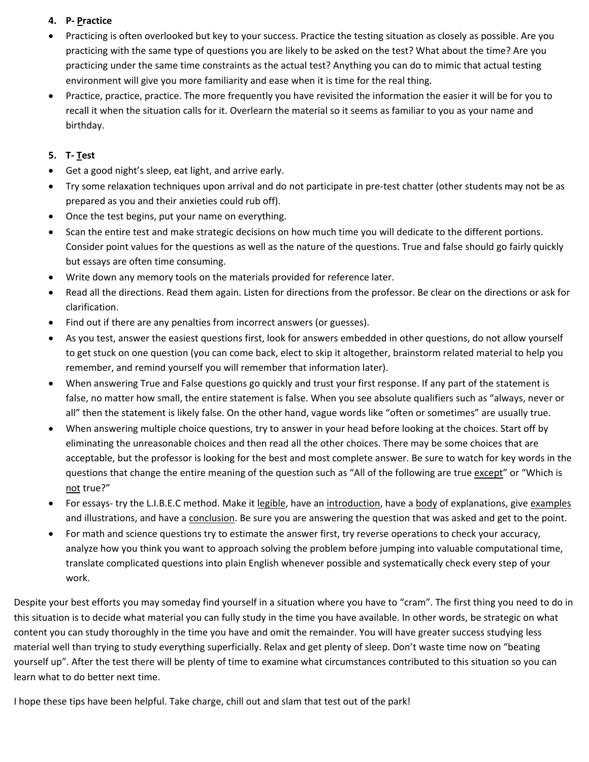4. **P- <u>P</u>ractice**

- Practicing is often overlooked but key to your success. Practice the testing situation as closely as possible. Are you practicing with the same type of questions you are likely to be asked on the test? What about the time? Are you practicing under the same time constraints as the actual test? Anything you can do to mimic that actual testing environment will give you more familiarity and ease when it is time for the real thing.
- Practice, practice, practice. The more frequently you have revisited the information the easier it will be for you to recall it when the situation calls for it. Overlearn the material so it seems as familiar to you as your name and birthday.

5. **T- <u>T</u>est**

- Get a good night's sleep, eat light, and arrive early.
- Try some relaxation techniques upon arrival and do not participate in pre-test chatter (other students may not be as prepared as you and their anxieties could rub off).
- Once the test begins, put your name on everything.
- Scan the entire test and make strategic decisions on how much time you will dedicate to the different portions. Consider point values for the questions as well as the nature of the questions. True and false should go fairly quickly but essays are often time consuming.
- Write down any memory tools on the materials provided for reference later.
- Read all the directions. Read them again. Listen for directions from the professor. Be clear on the directions or ask for clarification.
- Find out if there are any penalties from incorrect answers (or guesses).
- As you test, answer the easiest questions first, look for answers embedded in other questions, do not allow yourself to get stuck on one question (you can come back, elect to skip it altogether, brainstorm related material to help you remember, and remind yourself you will remember that information later).
- When answering True and False questions go quickly and trust your first response. If any part of the statement is false, no matter how small, the entire statement is false. When you see absolute qualifiers such as "always, never or all" then the statement is likely false. On the other hand, vague words like "often or sometimes" are usually true.
- When answering multiple choice questions, try to answer in your head before looking at the choices. Start off by eliminating the unreasonable choices and then read all the other choices. There may be some choices that are acceptable, but the professor is looking for the best and most complete answer. Be sure to watch for key words in the questions that change the entire meaning of the question such as "All of the following are true <u>except</u>" or "Which is <u>not</u> true?"
- For essays- try the L.I.B.E.C method. Make it <u>legible</u>, have an <u>introduction</u>, have a <u>body</u> of explanations, give <u>examples</u> and illustrations, and have a <u>conclusion</u>. Be sure you are answering the question that was asked and get to the point.
- For math and science questions try to estimate the answer first, try reverse operations to check your accuracy, analyze how you think you want to approach solving the problem before jumping into valuable computational time, translate complicated questions into plain English whenever possible and systematically check every step of your work.

Despite your best efforts you may someday find yourself in a situation where you have to "cram". The first thing you need to do in this situation is to decide what material you can fully study in the time you have available. In other words, be strategic on what content you can study thoroughly in the time you have and omit the remainder. You will have greater success studying less material well than trying to study everything superficially. Relax and get plenty of sleep. Don't waste time now on "beating yourself up". After the test there will be plenty of time to examine what circumstances contributed to this situation so you can learn what to do better next time.

I hope these tips have been helpful. Take charge, chill out and slam that test out of the park!